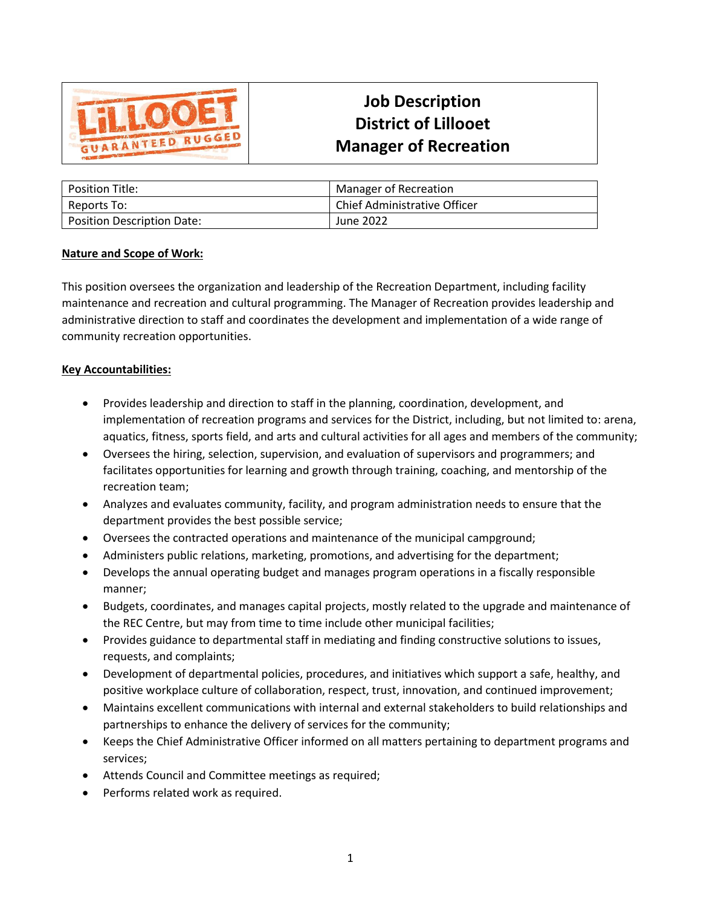# Job Description
# District of Lillooet
# Manager of Recreation

| Position Title: | Manager of Recreation |
| --- | --- |
| Reports To: | Chief Administrative Officer |
| Position Description Date: | June 2022 |

**Nature and Scope of Work:**

This position oversees the organization and leadership of the Recreation Department, including facility maintenance and recreation and cultural programming. The Manager of Recreation provides leadership and administrative direction to staff and coordinates the development and implementation of a wide range of community recreation opportunities.

**Key Accountabilities:**

- Provides leadership and direction to staff in the planning, coordination, development, and implementation of recreation programs and services for the District, including, but not limited to: arena, aquatics, fitness, sports field, and arts and cultural activities for all ages and members of the community;
- Oversees the hiring, selection, supervision, and evaluation of supervisors and programmers; and facilitates opportunities for learning and growth through training, coaching, and mentorship of the recreation team;
- Analyzes and evaluates community, facility, and program administration needs to ensure that the department provides the best possible service;
- Oversees the contracted operations and maintenance of the municipal campground;
- Administers public relations, marketing, promotions, and advertising for the department;
- Develops the annual operating budget and manages program operations in a fiscally responsible manner;
- Budgets, coordinates, and manages capital projects, mostly related to the upgrade and maintenance of the REC Centre, but may from time to time include other municipal facilities;
- Provides guidance to departmental staff in mediating and finding constructive solutions to issues, requests, and complaints;
- Development of departmental policies, procedures, and initiatives which support a safe, healthy, and positive workplace culture of collaboration, respect, trust, innovation, and continued improvement;
- Maintains excellent communications with internal and external stakeholders to build relationships and partnerships to enhance the delivery of services for the community;
- Keeps the Chief Administrative Officer informed on all matters pertaining to department programs and services;
- Attends Council and Committee meetings as required;
- Performs related work as required.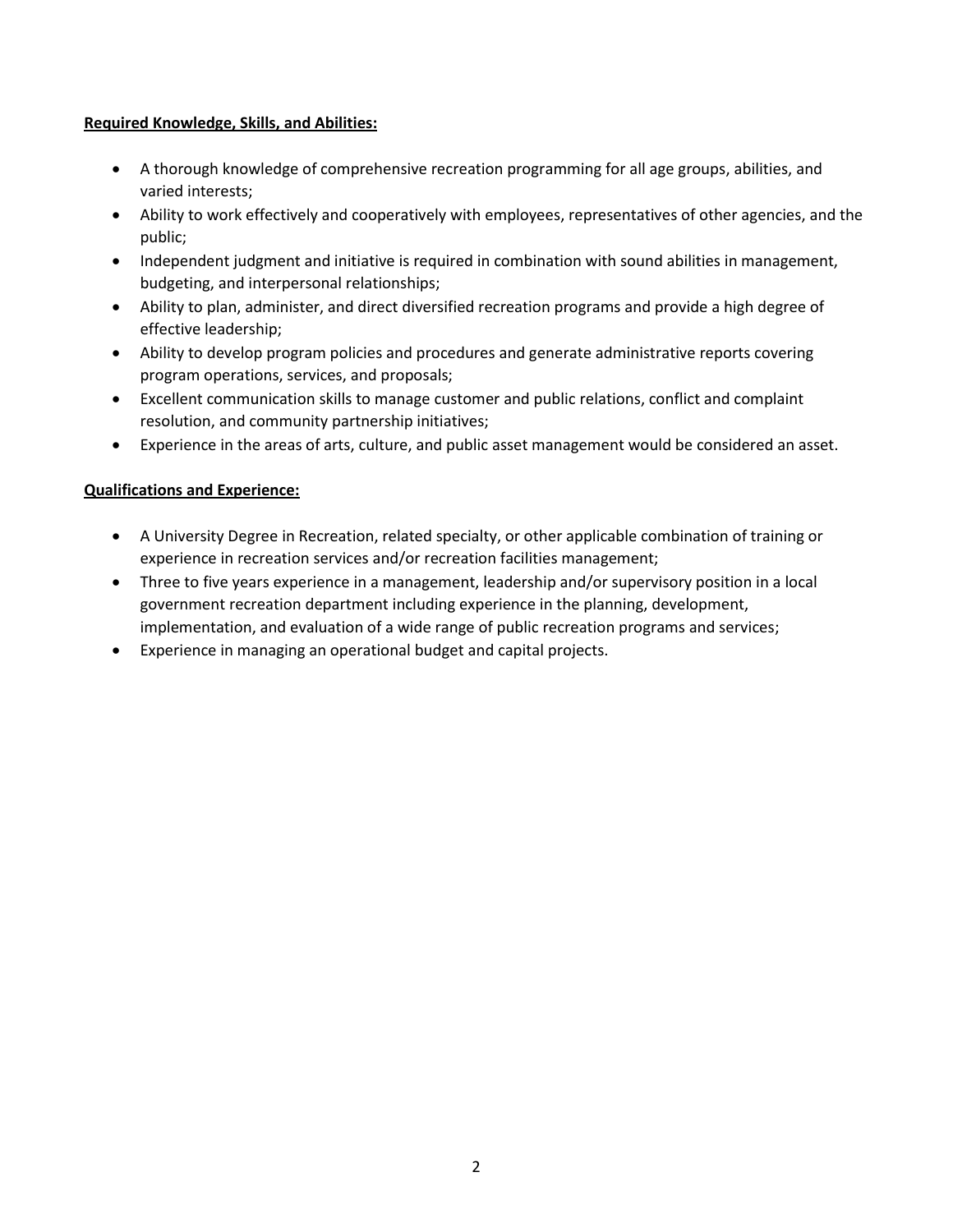**Required Knowledge, Skills, and Abilities:**

- A thorough knowledge of comprehensive recreation programming for all age groups, abilities, and varied interests;
- Ability to work effectively and cooperatively with employees, representatives of other agencies, and the public;
- Independent judgment and initiative is required in combination with sound abilities in management, budgeting, and interpersonal relationships;
- Ability to plan, administer, and direct diversified recreation programs and provide a high degree of effective leadership;
- Ability to develop program policies and procedures and generate administrative reports covering program operations, services, and proposals;
- Excellent communication skills to manage customer and public relations, conflict and complaint resolution, and community partnership initiatives;
- Experience in the areas of arts, culture, and public asset management would be considered an asset.

**Qualifications and Experience:**

- A University Degree in Recreation, related specialty, or other applicable combination of training or experience in recreation services and/or recreation facilities management;
- Three to five years experience in a management, leadership and/or supervisory position in a local government recreation department including experience in the planning, development, implementation, and evaluation of a wide range of public recreation programs and services;
- Experience in managing an operational budget and capital projects.